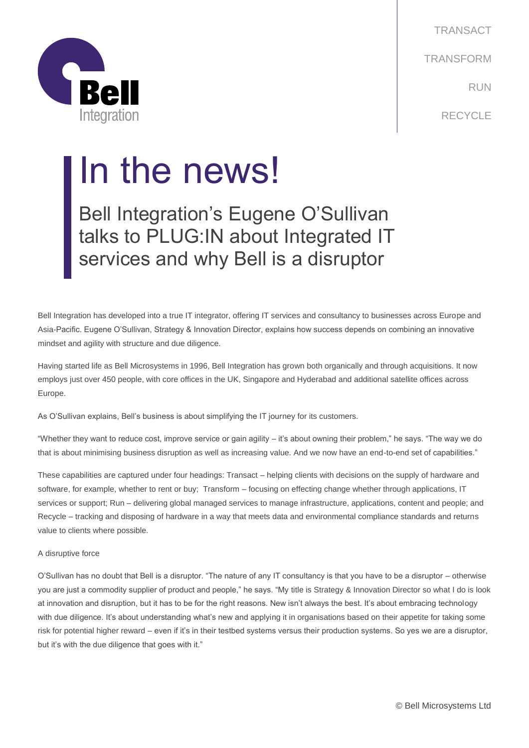TRANSACT

TRANSFORM

RUN

RECYCLE

# In the news!

## Bell Integration's Eugene O'Sullivan talks to PLUG:IN about Integrated IT services and why Bell is a disruptor

Bell Integration has developed into a true IT integrator, offering IT services and consultancy to businesses across Europe and Asia-Pacific. Eugene O'Sullivan, Strategy & Innovation Director, explains how success depends on combining an innovative mindset and agility with structure and due diligence.

Having started life as Bell Microsystems in 1996, Bell Integration has grown both organically and through acquisitions. It now employs just over 450 people, with core offices in the UK, Singapore and Hyderabad and additional satellite offices across Europe.

As O'Sullivan explains, Bell's business is about simplifying the IT journey for its customers.

"Whether they want to reduce cost, improve service or gain agility – it's about owning their problem," he says. "The way we do that is about minimising business disruption as well as increasing value. And we now have an end-to-end set of capabilities."

These capabilities are captured under four headings: Transact – helping clients with decisions on the supply of hardware and software, for example, whether to rent or buy; Transform – focusing on effecting change whether through applications, IT services or support; Run – delivering global managed services to manage infrastructure, applications, content and people; and Recycle – tracking and disposing of hardware in a way that meets data and environmental compliance standards and returns value to clients where possible.

A disruptive force

O'Sullivan has no doubt that Bell is a disruptor. "The nature of any IT consultancy is that you have to be a disruptor – otherwise you are just a commodity supplier of product and people," he says. "My title is Strategy & Innovation Director so what I do is look at innovation and disruption, but it has to be for the right reasons. New isn't always the best. It's about embracing technology with due diligence. It's about understanding what's new and applying it in organisations based on their appetite for taking some risk for potential higher reward – even if it's in their testbed systems versus their production systems. So yes we are a disruptor, but it's with the due diligence that goes with it."

© Bell Microsystems Ltd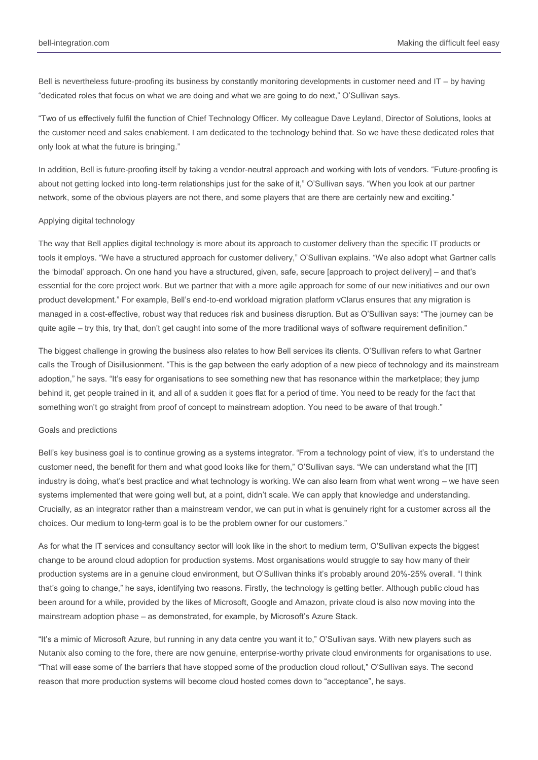Bell is nevertheless future-proofing its business by constantly monitoring developments in customer need and IT – by having "dedicated roles that focus on what we are doing and what we are going to do next," O'Sullivan says.

"Two of us effectively fulfil the function of Chief Technology Officer. My colleague Dave Leyland, Director of Solutions, looks at the customer need and sales enablement. I am dedicated to the technology behind that. So we have these dedicated roles that only look at what the future is bringing."

In addition, Bell is future-proofing itself by taking a vendor-neutral approach and working with lots of vendors. "Future-proofing is about not getting locked into long-term relationships just for the sake of it," O'Sullivan says. "When you look at our partner network, some of the obvious players are not there, and some players that are there are certainly new and exciting."

## Applying digital technology

The way that Bell applies digital technology is more about its approach to customer delivery than the specific IT products or tools it employs. "We have a structured approach for customer delivery," O'Sullivan explains. "We also adopt what Gartner calls the 'bimodal' approach. On one hand you have a structured, given, safe, secure [approach to project delivery] – and that's essential for the core project work. But we partner that with a more agile approach for some of our new initiatives and our own product development." For example, Bell's end-to-end workload migration platform vClarus ensures that any migration is managed in a cost-effective, robust way that reduces risk and business disruption. But as O'Sullivan says: "The journey can be quite agile – try this, try that, don't get caught into some of the more traditional ways of software requirement definition."

The biggest challenge in growing the business also relates to how Bell services its clients. O'Sullivan refers to what Gartner calls the Trough of Disillusionment. "This is the gap between the early adoption of a new piece of technology and its mainstream adoption," he says. "It's easy for organisations to see something new that has resonance within the marketplace; they jump behind it, get people trained in it, and all of a sudden it goes flat for a period of time. You need to be ready for the fact that something won't go straight from proof of concept to mainstream adoption. You need to be aware of that trough."

## Goals and predictions

Bell's key business goal is to continue growing as a systems integrator. "From a technology point of view, it's to understand the customer need, the benefit for them and what good looks like for them," O'Sullivan says. "We can understand what the [IT] industry is doing, what's best practice and what technology is working. We can also learn from what went wrong – we have seen systems implemented that were going well but, at a point, didn't scale. We can apply that knowledge and understanding. Crucially, as an integrator rather than a mainstream vendor, we can put in what is genuinely right for a customer across all the choices. Our medium to long-term goal is to be the problem owner for our customers."

As for what the IT services and consultancy sector will look like in the short to medium term, O'Sullivan expects the biggest change to be around cloud adoption for production systems. Most organisations would struggle to say how many of their production systems are in a genuine cloud environment, but O'Sullivan thinks it's probably around 20%-25% overall. "I think that's going to change," he says, identifying two reasons. Firstly, the technology is getting better. Although public cloud has been around for a while, provided by the likes of Microsoft, Google and Amazon, private cloud is also now moving into the mainstream adoption phase – as demonstrated, for example, by Microsoft's Azure Stack.

"It's a mimic of Microsoft Azure, but running in any data centre you want it to," O'Sullivan says. With new players such as Nutanix also coming to the fore, there are now genuine, enterprise-worthy private cloud environments for organisations to use. "That will ease some of the barriers that have stopped some of the production cloud rollout," O'Sullivan says. The second reason that more production systems will become cloud hosted comes down to "acceptance", he says.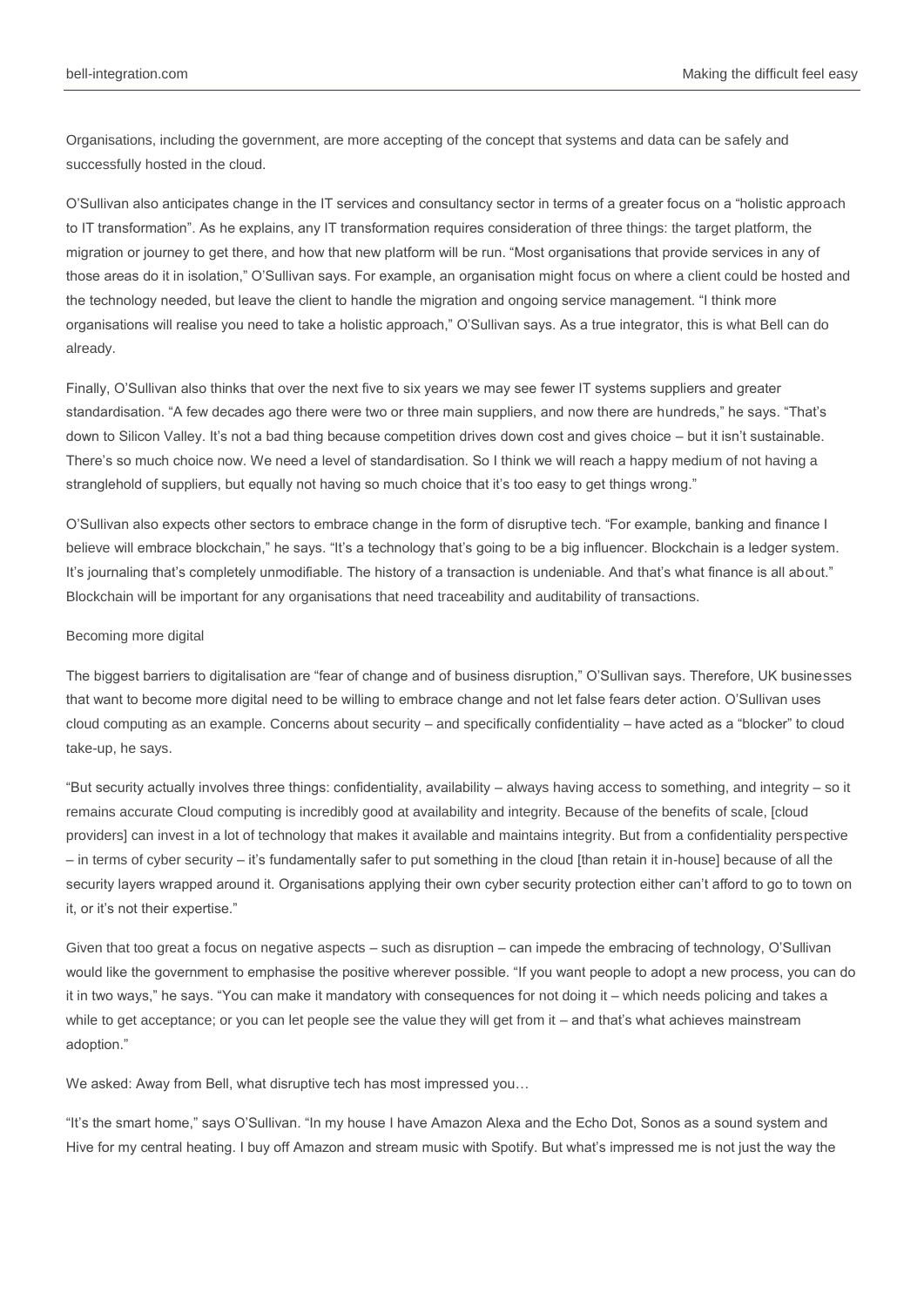Organisations, including the government, are more accepting of the concept that systems and data can be safely and successfully hosted in the cloud.

O'Sullivan also anticipates change in the IT services and consultancy sector in terms of a greater focus on a "holistic approach to IT transformation". As he explains, any IT transformation requires consideration of three things: the target platform, the migration or journey to get there, and how that new platform will be run. "Most organisations that provide services in any of those areas do it in isolation," O'Sullivan says. For example, an organisation might focus on where a client could be hosted and the technology needed, but leave the client to handle the migration and ongoing service management. "I think more organisations will realise you need to take a holistic approach," O'Sullivan says. As a true integrator, this is what Bell can do already.

Finally, O'Sullivan also thinks that over the next five to six years we may see fewer IT systems suppliers and greater standardisation. "A few decades ago there were two or three main suppliers, and now there are hundreds," he says. "That's down to Silicon Valley. It's not a bad thing because competition drives down cost and gives choice – but it isn't sustainable. There's so much choice now. We need a level of standardisation. So I think we will reach a happy medium of not having a stranglehold of suppliers, but equally not having so much choice that it's too easy to get things wrong."

O'Sullivan also expects other sectors to embrace change in the form of disruptive tech. "For example, banking and finance I believe will embrace blockchain," he says. "It's a technology that's going to be a big influencer. Blockchain is a ledger system. It's journaling that's completely unmodifiable. The history of a transaction is undeniable. And that's what finance is all about." Blockchain will be important for any organisations that need traceability and auditability of transactions.

## Becoming more digital

The biggest barriers to digitalisation are "fear of change and of business disruption," O'Sullivan says. Therefore, UK businesses that want to become more digital need to be willing to embrace change and not let false fears deter action. O'Sullivan uses cloud computing as an example. Concerns about security – and specifically confidentiality – have acted as a "blocker" to cloud take-up, he says.

"But security actually involves three things: confidentiality, availability – always having access to something, and integrity – so it remains accurate Cloud computing is incredibly good at availability and integrity. Because of the benefits of scale, [cloud providers] can invest in a lot of technology that makes it available and maintains integrity. But from a confidentiality perspective – in terms of cyber security – it's fundamentally safer to put something in the cloud [than retain it in-house] because of all the security layers wrapped around it. Organisations applying their own cyber security protection either can't afford to go to town on it, or it's not their expertise."

Given that too great a focus on negative aspects – such as disruption – can impede the embracing of technology, O'Sullivan would like the government to emphasise the positive wherever possible. "If you want people to adopt a new process, you can do it in two ways," he says. "You can make it mandatory with consequences for not doing it – which needs policing and takes a while to get acceptance; or you can let people see the value they will get from it – and that's what achieves mainstream adoption."

We asked: Away from Bell, what disruptive tech has most impressed you…

"It's the smart home," says O'Sullivan. "In my house I have Amazon Alexa and the Echo Dot, Sonos as a sound system and Hive for my central heating. I buy off Amazon and stream music with Spotify. But what's impressed me is not just the way the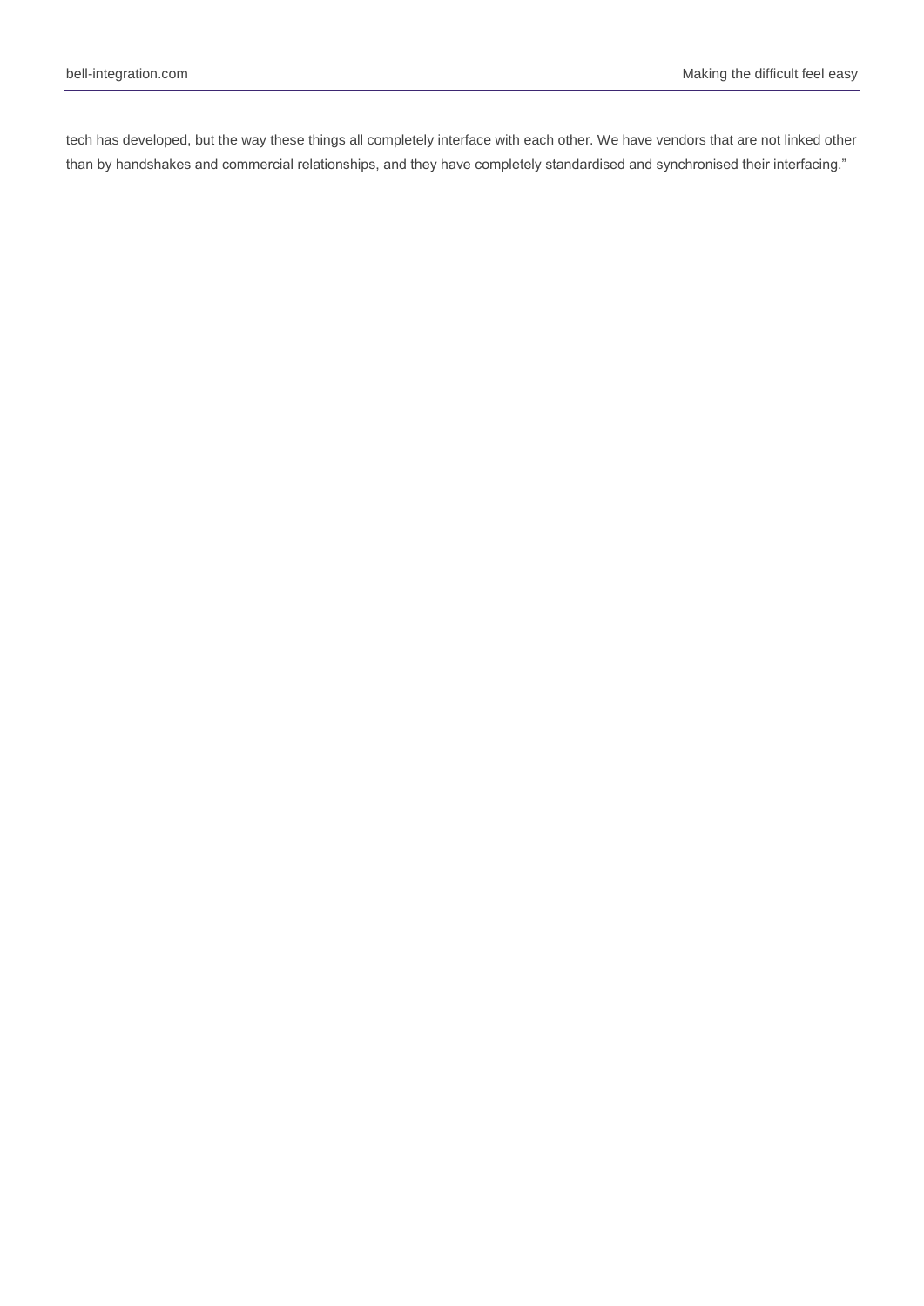tech has developed, but the way these things all completely interface with each other. We have vendors that are not linked other than by handshakes and commercial relationships, and they have completely standardised and synchronised their interfacing."